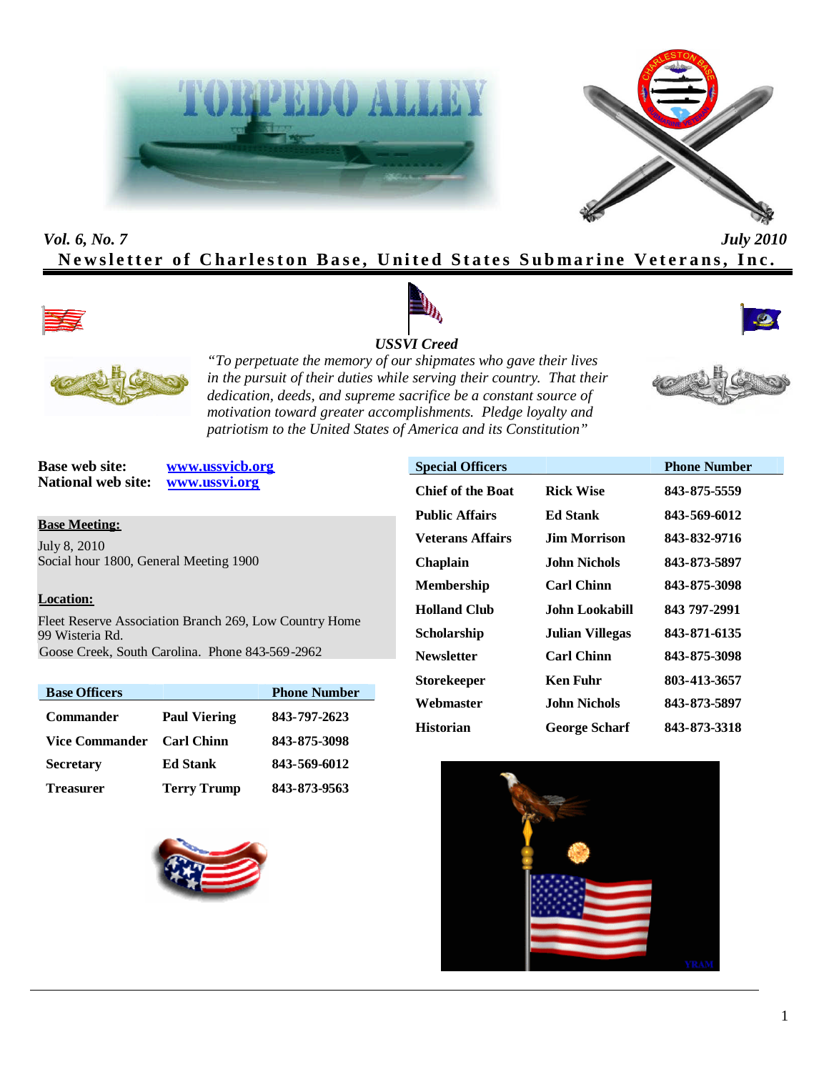# TORPEDO ALLEY

*Vol. 6, No. 7* *July 2010*

**Newsletter of Charleston Base, United States Submarine Veterans, Inc.**

***USSVI Creed***

*"To perpetuate the memory of our shipmates who gave their lives in the pursuit of their duties while serving their country. That their dedication, deeds, and supreme sacrifice be a constant source of motivation toward greater accomplishments. Pledge loyalty and patriotism to the United States of America and its Constitution"*

**Base web site:** www.ussvicb.org
**National web site:** www.ussvi.org

**Base Meeting:**

July 8, 2010
Social hour 1800, General Meeting 1900

**Location:**

Fleet Reserve Association Branch 269, Low Country Home
99 Wisteria Rd.
Goose Creek, South Carolina. Phone 843-569-2962

| Base Officers | | Phone Number |
|---|---|---|
| Commander | Paul Viering | 843-797-2623 |
| Vice Commander | Carl Chinn | 843-875-3098 |
| Secretary | Ed Stank | 843-569-6012 |
| Treasurer | Terry Trump | 843-873-9563 |

| Special Officers | | Phone Number |
|---|---|---|
| Chief of the Boat | Rick Wise | 843-875-5559 |
| Public Affairs | Ed Stank | 843-569-6012 |
| Veterans Affairs | Jim Morrison | 843-832-9716 |
| Chaplain | John Nichols | 843-873-5897 |
| Membership | Carl Chinn | 843-875-3098 |
| Holland Club | John Lookabill | 843 797-2991 |
| Scholarship | Julian Villegas | 843-871-6135 |
| Newsletter | Carl Chinn | 843-875-3098 |
| Storekeeper | Ken Fuhr | 803-413-3657 |
| Webmaster | John Nichols | 843-873-5897 |
| Historian | George Scharf | 843-873-3318 |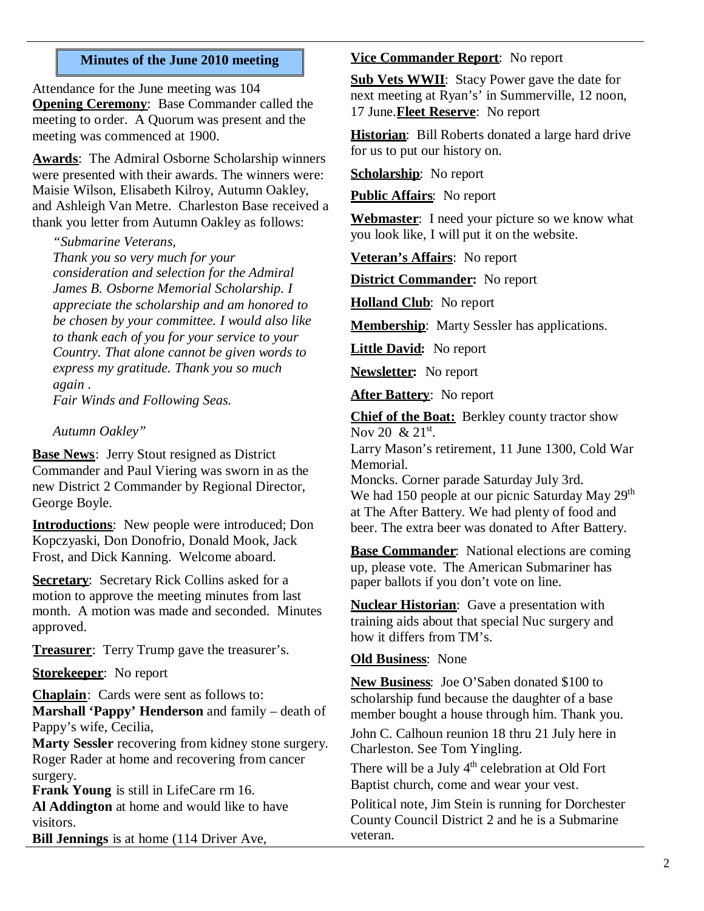## Minutes of the June 2010 meeting

Attendance for the June meeting was 104

**Opening Ceremony**: Base Commander called the meeting to order. A Quorum was present and the meeting was commenced at 1900.

**Awards**: The Admiral Osborne Scholarship winners were presented with their awards. The winners were: Maisie Wilson, Elisabeth Kilroy, Autumn Oakley, and Ashleigh Van Metre. Charleston Base received a thank you letter from Autumn Oakley as follows:

> *"Submarine Veterans,*
> *Thank you so very much for your consideration and selection for the Admiral James B. Osborne Memorial Scholarship. I appreciate the scholarship and am honored to be chosen by your committee. I would also like to thank each of you for your service to your Country. That alone cannot be given words to express my gratitude. Thank you so much again .*
> *Fair Winds and Following Seas.*
>
> *Autumn Oakley"*

**Base News**: Jerry Stout resigned as District Commander and Paul Viering was sworn in as the new District 2 Commander by Regional Director, George Boyle.

**Introductions**: New people were introduced; Don Kopczyaski, Don Donofrio, Donald Mook, Jack Frost, and Dick Kanning. Welcome aboard.

**Secretary**: Secretary Rick Collins asked for a motion to approve the meeting minutes from last month. A motion was made and seconded. Minutes approved.

**Treasurer**: Terry Trump gave the treasurer's.

**Storekeeper**: No report

**Chaplain**: Cards were sent as follows to:
**Marshall 'Pappy' Henderson** and family – death of Pappy's wife, Cecilia,
**Marty Sessler** recovering from kidney stone surgery.
Roger Rader at home and recovering from cancer surgery.
**Frank Young** is still in LifeCare rm 16.
**Al Addington** at home and would like to have visitors.
**Bill Jennings** is at home (114 Driver Ave,

**Vice Commander Report**: No report

**Sub Vets WWII**: Stacy Power gave the date for next meeting at Ryan's' in Summerville, 12 noon, 17 June.

**Fleet Reserve**: No report

**Historian**: Bill Roberts donated a large hard drive for us to put our history on.

**Scholarship**: No report

**Public Affairs**: No report

**Webmaster**: I need your picture so we know what you look like, I will put it on the website.

**Veteran's Affairs**: No report

**District Commander:** No report

**Holland Club**: No report

**Membership**: Marty Sessler has applications.

**Little David:** No report

**Newsletter:** No report

**After Battery**: No report

**Chief of the Boat:** Berkley county tractor show Nov 20 & 21st.
Larry Mason's retirement, 11 June 1300, Cold War Memorial.
Moncks. Corner parade Saturday July 3rd.
We had 150 people at our picnic Saturday May 29th at The After Battery. We had plenty of food and beer. The extra beer was donated to After Battery.

**Base Commander**: National elections are coming up, please vote. The American Submariner has paper ballots if you don't vote on line.

**Nuclear Historian**: Gave a presentation with training aids about that special Nuc surgery and how it differs from TM's.

**Old Business**: None

**New Business**: Joe O'Saben donated $100 to scholarship fund because the daughter of a base member bought a house through him. Thank you.

John C. Calhoun reunion 18 thru 21 July here in Charleston. See Tom Yingling.

There will be a July 4th celebration at Old Fort Baptist church, come and wear your vest.

Political note, Jim Stein is running for Dorchester County Council District 2 and he is a Submarine veteran.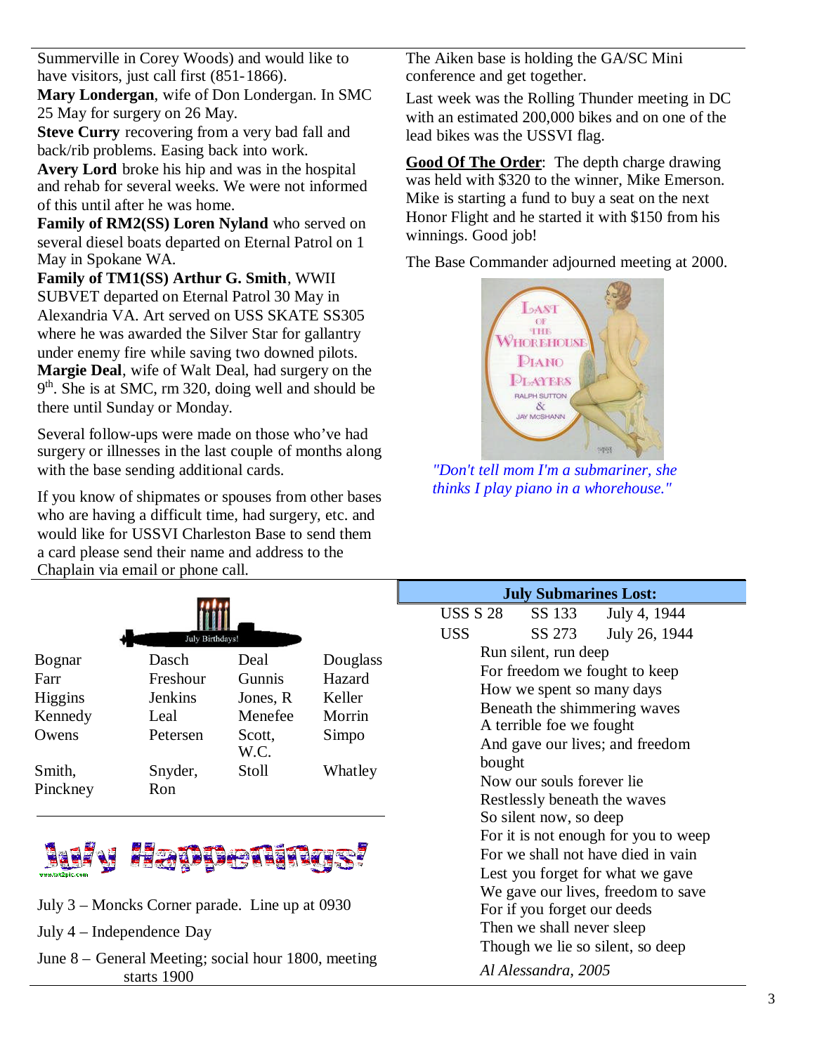Summerville in Corey Woods) and would like to have visitors, just call first (851-1866).

**Mary Londergan**, wife of Don Londergan. In SMC 25 May for surgery on 26 May.

**Steve Curry** recovering from a very bad fall and back/rib problems. Easing back into work.

**Avery Lord** broke his hip and was in the hospital and rehab for several weeks. We were not informed of this until after he was home.

**Family of RM2(SS) Loren Nyland** who served on several diesel boats departed on Eternal Patrol on 1 May in Spokane WA.

**Family of TM1(SS) Arthur G. Smith**, WWII SUBVET departed on Eternal Patrol 30 May in Alexandria VA. Art served on USS SKATE SS305 where he was awarded the Silver Star for gallantry under enemy fire while saving two downed pilots.

**Margie Deal**, wife of Walt Deal, had surgery on the 9th. She is at SMC, rm 320, doing well and should be there until Sunday or Monday.

Several follow-ups were made on those who've had surgery or illnesses in the last couple of months along with the base sending additional cards.

If you know of shipmates or spouses from other bases who are having a difficult time, had surgery, etc. and would like for USSVI Charleston Base to send them a card please send their name and address to the Chaplain via email or phone call.

The Aiken base is holding the GA/SC Mini conference and get together.

Last week was the Rolling Thunder meeting in DC with an estimated 200,000 bikes and on one of the lead bikes was the USSVI flag.

**Good Of The Order**: The depth charge drawing was held with $320 to the winner, Mike Emerson. Mike is starting a fund to buy a seat on the next Honor Flight and he started it with $150 from his winnings. Good job!

The Base Commander adjourned meeting at 2000.

*"Don't tell mom I'm a submariner, she thinks I play piano in a whorehouse."*

July Birthdays!

| | | | |
|---|---|---|---|
| Bognar | Dasch | Deal | Douglass |
| Farr | Freshour | Gunnis | Hazard |
| Higgins | Jenkins | Jones, R | Keller |
| Kennedy | Leal | Menefee | Morrin |
| Owens | Petersen | Scott, W.C. | Simpo |
| Smith, Pinckney | Snyder, Ron | Stoll | Whatley |

## July Happenings!

July 3 – Moncks Corner parade. Line up at 0930

July 4 – Independence Day

June 8 – General Meeting; social hour 1800, meeting starts 1900

## July Submarines Lost:

| | | |
|---|---|---|
| USS S 28 | SS 133 | July 4, 1944 |
| USS | SS 273 | July 26, 1944 |

Run silent, run deep
For freedom we fought to keep
How we spent so many days
Beneath the shimmering waves
A terrible foe we fought
And gave our lives; and freedom bought
Now our souls forever lie
Restlessly beneath the waves
So silent now, so deep
For it is not enough for you to weep
For we shall not have died in vain
Lest you forget for what we gave
We gave our lives, freedom to save
For if you forget our deeds
Then we shall never sleep
Though we lie so silent, so deep

*Al Alessandra, 2005*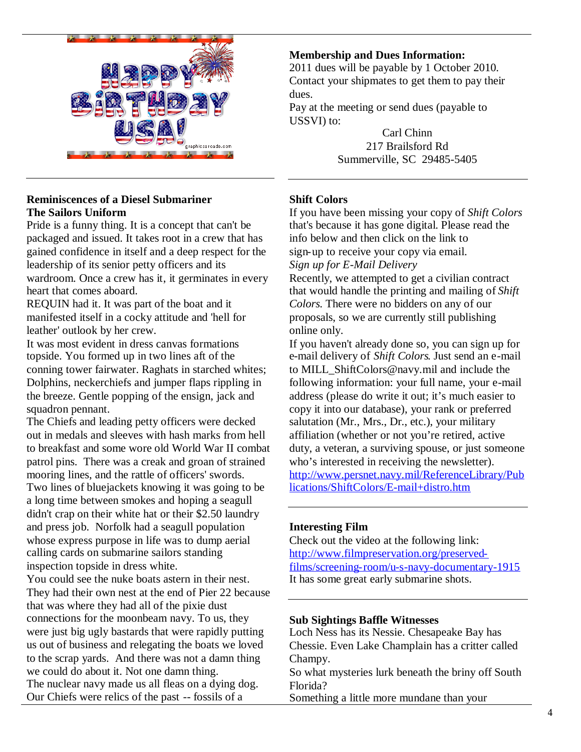**Membership and Dues Information:**

2011 dues will be payable by 1 October 2010. Contact your shipmates to get them to pay their dues.

Pay at the meeting or send dues (payable to USSVI) to:

Carl Chinn
217 Brailsford Rd
Summerville, SC 29485-5405

---

**Reminiscences of a Diesel Submariner**
**The Sailors Uniform**

Pride is a funny thing. It is a concept that can't be packaged and issued. It takes root in a crew that has gained confidence in itself and a deep respect for the leadership of its senior petty officers and its wardroom. Once a crew has it, it germinates in every heart that comes aboard.

REQUIN had it. It was part of the boat and it manifested itself in a cocky attitude and 'hell for leather' outlook by her crew.

It was most evident in dress canvas formations topside. You formed up in two lines aft of the conning tower fairwater. Raghats in starched whites; Dolphins, neckerchiefs and jumper flaps rippling in the breeze. Gentle popping of the ensign, jack and squadron pennant.

The Chiefs and leading petty officers were decked out in medals and sleeves with hash marks from hell to breakfast and some wore old World War II combat patrol pins. There was a creak and groan of strained mooring lines, and the rattle of officers' swords.

Two lines of bluejackets knowing it was going to be a long time between smokes and hoping a seagull didn't crap on their white hat or their $2.50 laundry and press job. Norfolk had a seagull population whose express purpose in life was to dump aerial calling cards on submarine sailors standing inspection topside in dress white.

You could see the nuke boats astern in their nest. They had their own nest at the end of Pier 22 because that was where they had all of the pixie dust connections for the moonbeam navy. To us, they were just big ugly bastards that were rapidly putting us out of business and relegating the boats we loved to the scrap yards. And there was not a damn thing we could do about it. Not one damn thing.

The nuclear navy made us all fleas on a dying dog. Our Chiefs were relics of the past -- fossils of a

---

**Shift Colors**

If you have been missing your copy of *Shift Colors* that's because it has gone digital. Please read the info below and then click on the link to sign-up to receive your copy via email.

*Sign up for E-Mail Delivery*

Recently, we attempted to get a civilian contract that would handle the printing and mailing of *Shift Colors.* There were no bidders on any of our proposals, so we are currently still publishing online only.

If you haven't already done so, you can sign up for e-mail delivery of *Shift Colors*. Just send an e-mail to MILL_ShiftColors@navy.mil and include the following information: your full name, your e-mail address (please do write it out; it's much easier to copy it into our database), your rank or preferred salutation (Mr., Mrs., Dr., etc.), your military affiliation (whether or not you're retired, active duty, a veteran, a surviving spouse, or just someone who's interested in receiving the newsletter).

http://www.persnet.navy.mil/ReferenceLibrary/Publications/ShiftColors/E-mail+distro.htm

---

**Interesting Film**

Check out the video at the following link:

http://www.filmpreservation.org/preserved-films/screening-room/u-s-navy-documentary-1915

It has some great early submarine shots.

---

**Sub Sightings Baffle Witnesses**

Loch Ness has its Nessie. Chesapeake Bay has Chessie. Even Lake Champlain has a critter called Champy.

So what mysteries lurk beneath the briny off South Florida?

Something a little more mundane than your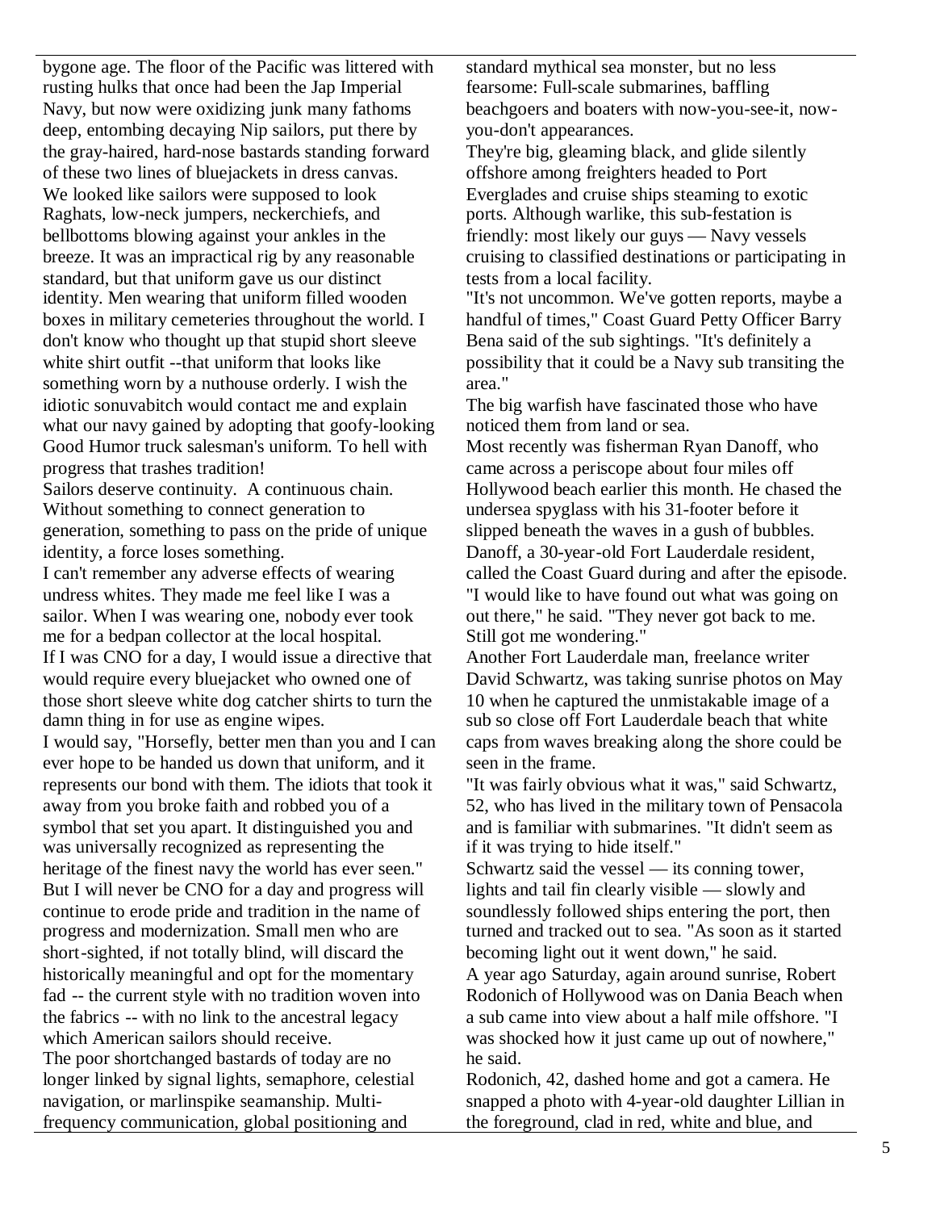bygone age. The floor of the Pacific was littered with rusting hulks that once had been the Jap Imperial Navy, but now were oxidizing junk many fathoms deep, entombing decaying Nip sailors, put there by the gray-haired, hard-nose bastards standing forward of these two lines of bluejackets in dress canvas. We looked like sailors were supposed to look Raghats, low-neck jumpers, neckerchiefs, and bellbottoms blowing against your ankles in the breeze. It was an impractical rig by any reasonable standard, but that uniform gave us our distinct identity. Men wearing that uniform filled wooden boxes in military cemeteries throughout the world. I don't know who thought up that stupid short sleeve white shirt outfit --that uniform that looks like something worn by a nuthouse orderly. I wish the idiotic sonuvabitch would contact me and explain what our navy gained by adopting that goofy-looking Good Humor truck salesman's uniform. To hell with progress that trashes tradition!

Sailors deserve continuity. A continuous chain. Without something to connect generation to generation, something to pass on the pride of unique identity, a force loses something.

I can't remember any adverse effects of wearing undress whites. They made me feel like I was a sailor. When I was wearing one, nobody ever took me for a bedpan collector at the local hospital.

If I was CNO for a day, I would issue a directive that would require every bluejacket who owned one of those short sleeve white dog catcher shirts to turn the damn thing in for use as engine wipes.

I would say, "Horsefly, better men than you and I can ever hope to be handed us down that uniform, and it represents our bond with them. The idiots that took it away from you broke faith and robbed you of a symbol that set you apart. It distinguished you and was universally recognized as representing the heritage of the finest navy the world has ever seen."

But I will never be CNO for a day and progress will continue to erode pride and tradition in the name of progress and modernization. Small men who are short-sighted, if not totally blind, will discard the historically meaningful and opt for the momentary fad -- the current style with no tradition woven into the fabrics -- with no link to the ancestral legacy which American sailors should receive.

The poor shortchanged bastards of today are no longer linked by signal lights, semaphore, celestial navigation, or marlinspike seamanship. Multi-frequency communication, global positioning and

standard mythical sea monster, but no less fearsome: Full-scale submarines, baffling beachgoers and boaters with now-you-see-it, now-you-don't appearances.

They're big, gleaming black, and glide silently offshore among freighters headed to Port Everglades and cruise ships steaming to exotic ports. Although warlike, this sub-festation is friendly: most likely our guys — Navy vessels cruising to classified destinations or participating in tests from a local facility.

"It's not uncommon. We've gotten reports, maybe a handful of times," Coast Guard Petty Officer Barry Bena said of the sub sightings. "It's definitely a possibility that it could be a Navy sub transiting the area."

The big warfish have fascinated those who have noticed them from land or sea.

Most recently was fisherman Ryan Danoff, who came across a periscope about four miles off Hollywood beach earlier this month. He chased the undersea spyglass with his 31-footer before it slipped beneath the waves in a gush of bubbles. Danoff, a 30-year-old Fort Lauderdale resident, called the Coast Guard during and after the episode. "I would like to have found out what was going on out there," he said. "They never got back to me. Still got me wondering."

Another Fort Lauderdale man, freelance writer David Schwartz, was taking sunrise photos on May 10 when he captured the unmistakable image of a sub so close off Fort Lauderdale beach that white caps from waves breaking along the shore could be seen in the frame.

"It was fairly obvious what it was," said Schwartz, 52, who has lived in the military town of Pensacola and is familiar with submarines. "It didn't seem as if it was trying to hide itself."

Schwartz said the vessel — its conning tower, lights and tail fin clearly visible — slowly and soundlessly followed ships entering the port, then turned and tracked out to sea. "As soon as it started becoming light out it went down," he said.

A year ago Saturday, again around sunrise, Robert Rodonich of Hollywood was on Dania Beach when a sub came into view about a half mile offshore. "I was shocked how it just came up out of nowhere," he said.

Rodonich, 42, dashed home and got a camera. He snapped a photo with 4-year-old daughter Lillian in the foreground, clad in red, white and blue, and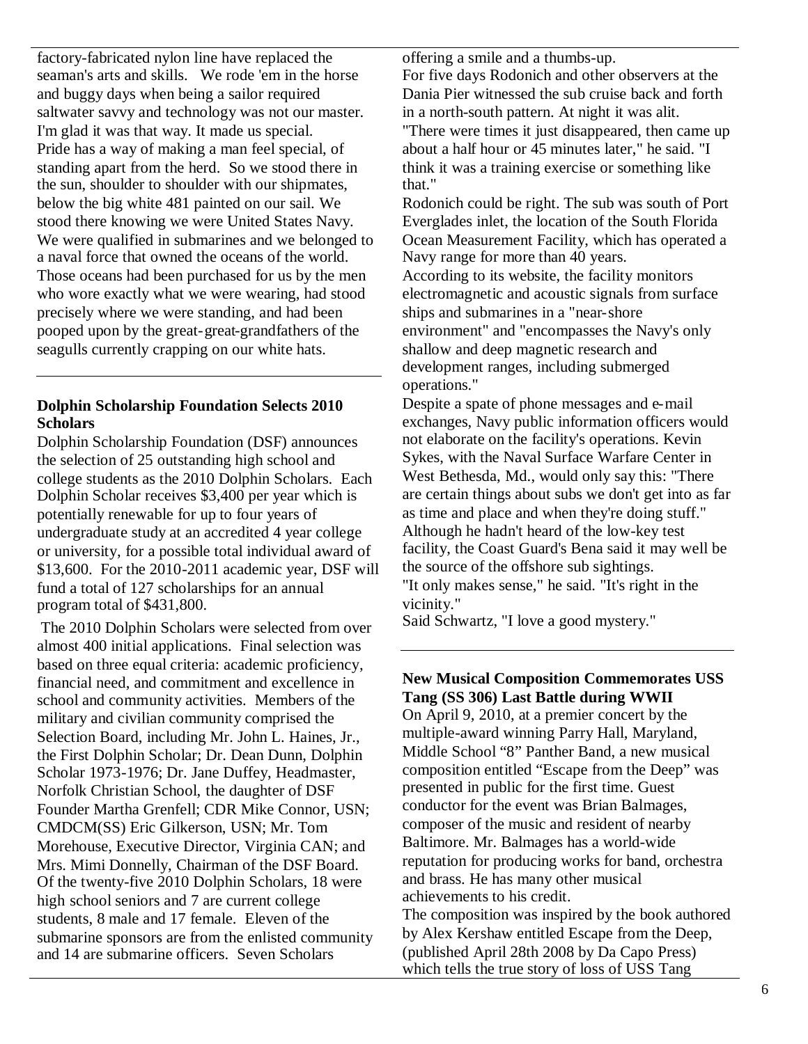factory-fabricated nylon line have replaced the seaman's arts and skills. We rode 'em in the horse and buggy days when being a sailor required saltwater savvy and technology was not our master. I'm glad it was that way. It made us special.
Pride has a way of making a man feel special, of standing apart from the herd. So we stood there in the sun, shoulder to shoulder with our shipmates, below the big white 481 painted on our sail. We stood there knowing we were United States Navy. We were qualified in submarines and we belonged to a naval force that owned the oceans of the world. Those oceans had been purchased for us by the men who wore exactly what we were wearing, had stood precisely where we were standing, and had been pooped upon by the great-great-grandfathers of the seagulls currently crapping on our white hats.

---

### Dolphin Scholarship Foundation Selects 2010 Scholars

Dolphin Scholarship Foundation (DSF) announces the selection of 25 outstanding high school and college students as the 2010 Dolphin Scholars. Each Dolphin Scholar receives $3,400 per year which is potentially renewable for up to four years of undergraduate study at an accredited 4 year college or university, for a possible total individual award of $13,600. For the 2010-2011 academic year, DSF will fund a total of 127 scholarships for an annual program total of $431,800.

The 2010 Dolphin Scholars were selected from over almost 400 initial applications. Final selection was based on three equal criteria: academic proficiency, financial need, and commitment and excellence in school and community activities. Members of the military and civilian community comprised the Selection Board, including Mr. John L. Haines, Jr., the First Dolphin Scholar; Dr. Dean Dunn, Dolphin Scholar 1973-1976; Dr. Jane Duffey, Headmaster, Norfolk Christian School, the daughter of DSF Founder Martha Grenfell; CDR Mike Connor, USN; CMDCM(SS) Eric Gilkerson, USN; Mr. Tom Morehouse, Executive Director, Virginia CAN; and Mrs. Mimi Donnelly, Chairman of the DSF Board.
Of the twenty-five 2010 Dolphin Scholars, 18 were high school seniors and 7 are current college students, 8 male and 17 female. Eleven of the submarine sponsors are from the enlisted community and 14 are submarine officers. Seven Scholars

offering a smile and a thumbs-up.
For five days Rodonich and other observers at the Dania Pier witnessed the sub cruise back and forth in a north-south pattern. At night it was alit.
"There were times it just disappeared, then came up about a half hour or 45 minutes later," he said. "I think it was a training exercise or something like that."
Rodonich could be right. The sub was south of Port Everglades inlet, the location of the South Florida Ocean Measurement Facility, which has operated a Navy range for more than 40 years.
According to its website, the facility monitors electromagnetic and acoustic signals from surface ships and submarines in a "near-shore environment" and "encompasses the Navy's only shallow and deep magnetic research and development ranges, including submerged operations."
Despite a spate of phone messages and e-mail exchanges, Navy public information officers would not elaborate on the facility's operations. Kevin Sykes, with the Naval Surface Warfare Center in West Bethesda, Md., would only say this: "There are certain things about subs we don't get into as far as time and place and when they're doing stuff."
Although he hadn't heard of the low-key test facility, the Coast Guard's Bena said it may well be the source of the offshore sub sightings.
"It only makes sense," he said. "It's right in the vicinity."
Said Schwartz, "I love a good mystery."

---

### New Musical Composition Commemorates USS Tang (SS 306) Last Battle during WWII

On April 9, 2010, at a premier concert by the multiple-award winning Parry Hall, Maryland, Middle School "8" Panther Band, a new musical composition entitled "Escape from the Deep" was presented in public for the first time. Guest conductor for the event was Brian Balmages, composer of the music and resident of nearby Baltimore. Mr. Balmages has a world-wide reputation for producing works for band, orchestra and brass. He has many other musical achievements to his credit.
The composition was inspired by the book authored by Alex Kershaw entitled Escape from the Deep, (published April 28th 2008 by Da Capo Press) which tells the true story of loss of USS Tang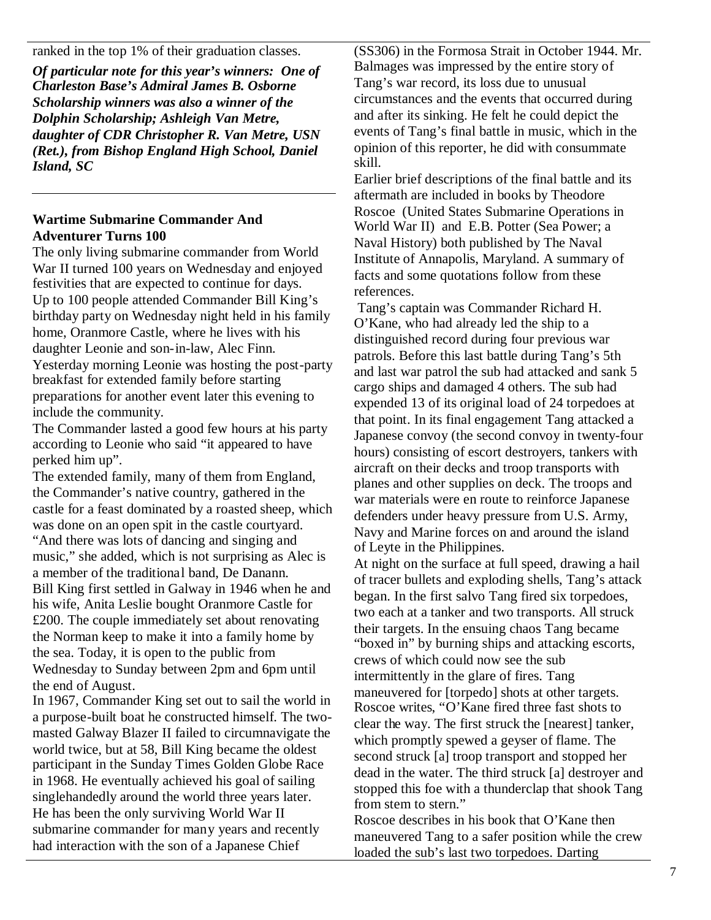ranked in the top 1% of their graduation classes.

***Of particular note for this year's winners: One of Charleston Base's Admiral James B. Osborne Scholarship winners was also a winner of the Dolphin Scholarship; Ashleigh Van Metre, daughter of CDR Christopher R. Van Metre, USN (Ret.), from Bishop England High School, Daniel Island, SC***

---

## Wartime Submarine Commander And Adventurer Turns 100

The only living submarine commander from World War II turned 100 years on Wednesday and enjoyed festivities that are expected to continue for days.

Up to 100 people attended Commander Bill King's birthday party on Wednesday night held in his family home, Oranmore Castle, where he lives with his daughter Leonie and son-in-law, Alec Finn.

Yesterday morning Leonie was hosting the post-party breakfast for extended family before starting preparations for another event later this evening to include the community.

The Commander lasted a good few hours at his party according to Leonie who said "it appeared to have perked him up".

The extended family, many of them from England, the Commander's native country, gathered in the castle for a feast dominated by a roasted sheep, which was done on an open spit in the castle courtyard.

"And there was lots of dancing and singing and music," she added, which is not surprising as Alec is a member of the traditional band, De Danann.

Bill King first settled in Galway in 1946 when he and his wife, Anita Leslie bought Oranmore Castle for £200. The couple immediately set about renovating the Norman keep to make it into a family home by the sea. Today, it is open to the public from Wednesday to Sunday between 2pm and 6pm until the end of August.

In 1967, Commander King set out to sail the world in a purpose-built boat he constructed himself. The two-masted Galway Blazer II failed to circumnavigate the world twice, but at 58, Bill King became the oldest participant in the Sunday Times Golden Globe Race in 1968. He eventually achieved his goal of sailing singlehandedly around the world three years later.

He has been the only surviving World War II submarine commander for many years and recently had interaction with the son of a Japanese Chief

(SS306) in the Formosa Strait in October 1944. Mr. Balmages was impressed by the entire story of Tang's war record, its loss due to unusual circumstances and the events that occurred during and after its sinking. He felt he could depict the events of Tang's final battle in music, which in the opinion of this reporter, he did with consummate skill.

Earlier brief descriptions of the final battle and its aftermath are included in books by Theodore Roscoe (United States Submarine Operations in World War II) and E.B. Potter (Sea Power; a Naval History) both published by The Naval Institute of Annapolis, Maryland. A summary of facts and some quotations follow from these references.

Tang's captain was Commander Richard H. O'Kane, who had already led the ship to a distinguished record during four previous war patrols. Before this last battle during Tang's 5th and last war patrol the sub had attacked and sank 5 cargo ships and damaged 4 others. The sub had expended 13 of its original load of 24 torpedoes at that point. In its final engagement Tang attacked a Japanese convoy (the second convoy in twenty-four hours) consisting of escort destroyers, tankers with aircraft on their decks and troop transports with planes and other supplies on deck. The troops and war materials were en route to reinforce Japanese defenders under heavy pressure from U.S. Army, Navy and Marine forces on and around the island of Leyte in the Philippines.

At night on the surface at full speed, drawing a hail of tracer bullets and exploding shells, Tang's attack began. In the first salvo Tang fired six torpedoes, two each at a tanker and two transports. All struck their targets. In the ensuing chaos Tang became "boxed in" by burning ships and attacking escorts, crews of which could now see the sub intermittently in the glare of fires. Tang maneuvered for [torpedo] shots at other targets. Roscoe writes, "O'Kane fired three fast shots to clear the way. The first struck the [nearest] tanker, which promptly spewed a geyser of flame. The second struck [a] troop transport and stopped her dead in the water. The third struck [a] destroyer and stopped this foe with a thunderclap that shook Tang from stem to stern."

Roscoe describes in his book that O'Kane then maneuvered Tang to a safer position while the crew loaded the sub's last two torpedoes. Darting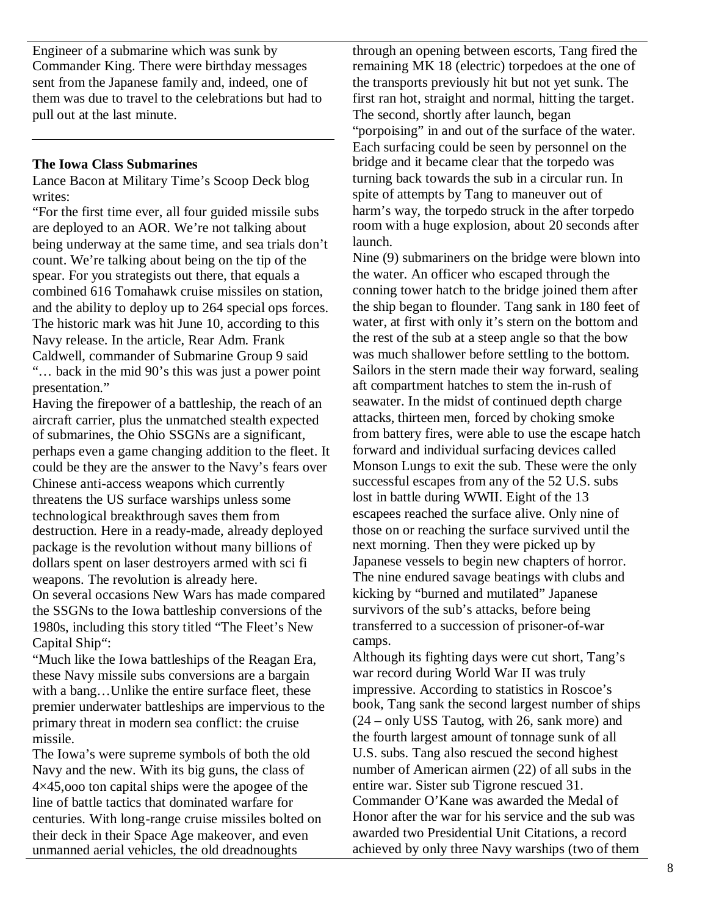Engineer of a submarine which was sunk by Commander King. There were birthday messages sent from the Japanese family and, indeed, one of them was due to travel to the celebrations but had to pull out at the last minute.

---

**The Iowa Class Submarines**

Lance Bacon at Military Time's Scoop Deck blog writes:

"For the first time ever, all four guided missile subs are deployed to an AOR. We're not talking about being underway at the same time, and sea trials don't count. We're talking about being on the tip of the spear. For you strategists out there, that equals a combined 616 Tomahawk cruise missiles on station, and the ability to deploy up to 264 special ops forces. The historic mark was hit June 10, according to this Navy release. In the article, Rear Adm. Frank Caldwell, commander of Submarine Group 9 said "… back in the mid 90's this was just a power point presentation."

Having the firepower of a battleship, the reach of an aircraft carrier, plus the unmatched stealth expected of submarines, the Ohio SSGNs are a significant, perhaps even a game changing addition to the fleet. It could be they are the answer to the Navy's fears over Chinese anti-access weapons which currently threatens the US surface warships unless some technological breakthrough saves them from destruction. Here in a ready-made, already deployed package is the revolution without many billions of dollars spent on laser destroyers armed with sci fi weapons. The revolution is already here.

On several occasions New Wars has made compared the SSGNs to the Iowa battleship conversions of the 1980s, including this story titled "The Fleet's New Capital Ship":

"Much like the Iowa battleships of the Reagan Era, these Navy missile subs conversions are a bargain with a bang…Unlike the entire surface fleet, these premier underwater battleships are impervious to the primary threat in modern sea conflict: the cruise missile.

The Iowa's were supreme symbols of both the old Navy and the new. With its big guns, the class of 4×45,ooo ton capital ships were the apogee of the line of battle tactics that dominated warfare for centuries. With long-range cruise missiles bolted on their deck in their Space Age makeover, and even unmanned aerial vehicles, the old dreadnoughts

through an opening between escorts, Tang fired the remaining MK 18 (electric) torpedoes at the one of the transports previously hit but not yet sunk. The first ran hot, straight and normal, hitting the target. The second, shortly after launch, began "porpoising" in and out of the surface of the water. Each surfacing could be seen by personnel on the bridge and it became clear that the torpedo was turning back towards the sub in a circular run. In spite of attempts by Tang to maneuver out of harm's way, the torpedo struck in the after torpedo room with a huge explosion, about 20 seconds after launch.

Nine (9) submariners on the bridge were blown into the water. An officer who escaped through the conning tower hatch to the bridge joined them after the ship began to flounder. Tang sank in 180 feet of water, at first with only it's stern on the bottom and the rest of the sub at a steep angle so that the bow was much shallower before settling to the bottom. Sailors in the stern made their way forward, sealing aft compartment hatches to stem the in-rush of seawater. In the midst of continued depth charge attacks, thirteen men, forced by choking smoke from battery fires, were able to use the escape hatch forward and individual surfacing devices called Monson Lungs to exit the sub. These were the only successful escapes from any of the 52 U.S. subs lost in battle during WWII. Eight of the 13 escapees reached the surface alive. Only nine of those on or reaching the surface survived until the next morning. Then they were picked up by Japanese vessels to begin new chapters of horror. The nine endured savage beatings with clubs and kicking by "burned and mutilated" Japanese survivors of the sub's attacks, before being transferred to a succession of prisoner-of-war camps.

Although its fighting days were cut short, Tang's war record during World War II was truly impressive. According to statistics in Roscoe's book, Tang sank the second largest number of ships (24 – only USS Tautog, with 26, sank more) and the fourth largest amount of tonnage sunk of all U.S. subs. Tang also rescued the second highest number of American airmen (22) of all subs in the entire war. Sister sub Tigrone rescued 31. Commander O'Kane was awarded the Medal of Honor after the war for his service and the sub was awarded two Presidential Unit Citations, a record achieved by only three Navy warships (two of them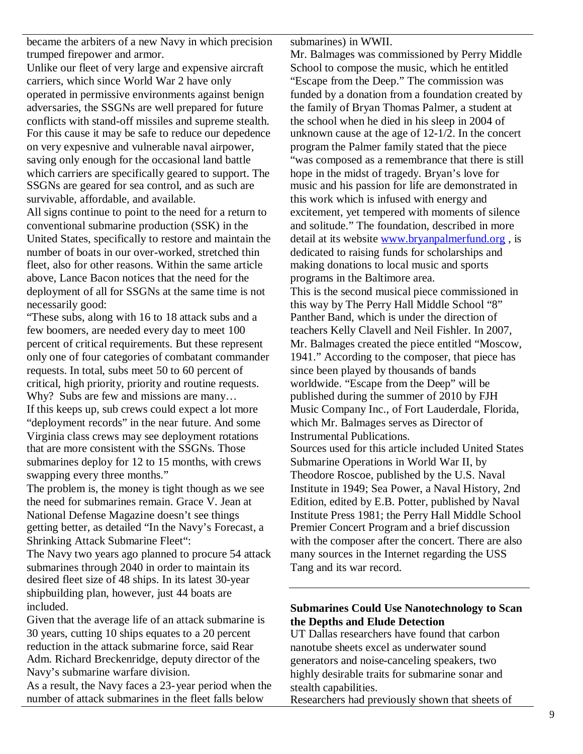became the arbiters of a new Navy in which precision trumped firepower and armor.

Unlike our fleet of very large and expensive aircraft carriers, which since World War 2 have only operated in permissive environments against benign adversaries, the SSGNs are well prepared for future conflicts with stand-off missiles and supreme stealth. For this cause it may be safe to reduce our depedence on very expesnive and vulnerable naval airpower, saving only enough for the occasional land battle which carriers are specifically geared to support. The SSGNs are geared for sea control, and as such are survivable, affordable, and available.

All signs continue to point to the need for a return to conventional submarine production (SSK) in the United States, specifically to restore and maintain the number of boats in our over-worked, stretched thin fleet, also for other reasons. Within the same article above, Lance Bacon notices that the need for the deployment of all for SSGNs at the same time is not necessarily good:

"These subs, along with 16 to 18 attack subs and a few boomers, are needed every day to meet 100 percent of critical requirements. But these represent only one of four categories of combatant commander requests. In total, subs meet 50 to 60 percent of critical, high priority, priority and routine requests. Why? Subs are few and missions are many…

If this keeps up, sub crews could expect a lot more "deployment records" in the near future. And some Virginia class crews may see deployment rotations that are more consistent with the SSGNs. Those submarines deploy for 12 to 15 months, with crews swapping every three months."

The problem is, the money is tight though as we see the need for submarines remain. Grace V. Jean at National Defense Magazine doesn't see things getting better, as detailed "In the Navy's Forecast, a Shrinking Attack Submarine Fleet":

The Navy two years ago planned to procure 54 attack submarines through 2040 in order to maintain its desired fleet size of 48 ships. In its latest 30-year shipbuilding plan, however, just 44 boats are included.

Given that the average life of an attack submarine is 30 years, cutting 10 ships equates to a 20 percent reduction in the attack submarine force, said Rear Adm. Richard Breckenridge, deputy director of the Navy's submarine warfare division.

As a result, the Navy faces a 23-year period when the number of attack submarines in the fleet falls below

submarines) in WWII.

Mr. Balmages was commissioned by Perry Middle School to compose the music, which he entitled "Escape from the Deep." The commission was funded by a donation from a foundation created by the family of Bryan Thomas Palmer, a student at the school when he died in his sleep in 2004 of unknown cause at the age of 12-1/2. In the concert program the Palmer family stated that the piece "was composed as a remembrance that there is still hope in the midst of tragedy. Bryan's love for music and his passion for life are demonstrated in this work which is infused with energy and excitement, yet tempered with moments of silence and solitude." The foundation, described in more detail at its website www.bryanpalmerfund.org , is dedicated to raising funds for scholarships and making donations to local music and sports programs in the Baltimore area.

This is the second musical piece commissioned in this way by The Perry Hall Middle School "8" Panther Band, which is under the direction of teachers Kelly Clavell and Neil Fishler. In 2007, Mr. Balmages created the piece entitled "Moscow, 1941." According to the composer, that piece has since been played by thousands of bands worldwide. "Escape from the Deep" will be published during the summer of 2010 by FJH Music Company Inc., of Fort Lauderdale, Florida, which Mr. Balmages serves as Director of Instrumental Publications.

Sources used for this article included United States Submarine Operations in World War II, by Theodore Roscoe, published by the U.S. Naval Institute in 1949; Sea Power, a Naval History, 2nd Edition, edited by E.B. Potter, published by Naval Institute Press 1981; the Perry Hall Middle School Premier Concert Program and a brief discussion with the composer after the concert. There are also many sources in the Internet regarding the USS Tang and its war record.

---

**Submarines Could Use Nanotechnology to Scan the Depths and Elude Detection**

UT Dallas researchers have found that carbon nanotube sheets excel as underwater sound generators and noise-canceling speakers, two highly desirable traits for submarine sonar and stealth capabilities.

Researchers had previously shown that sheets of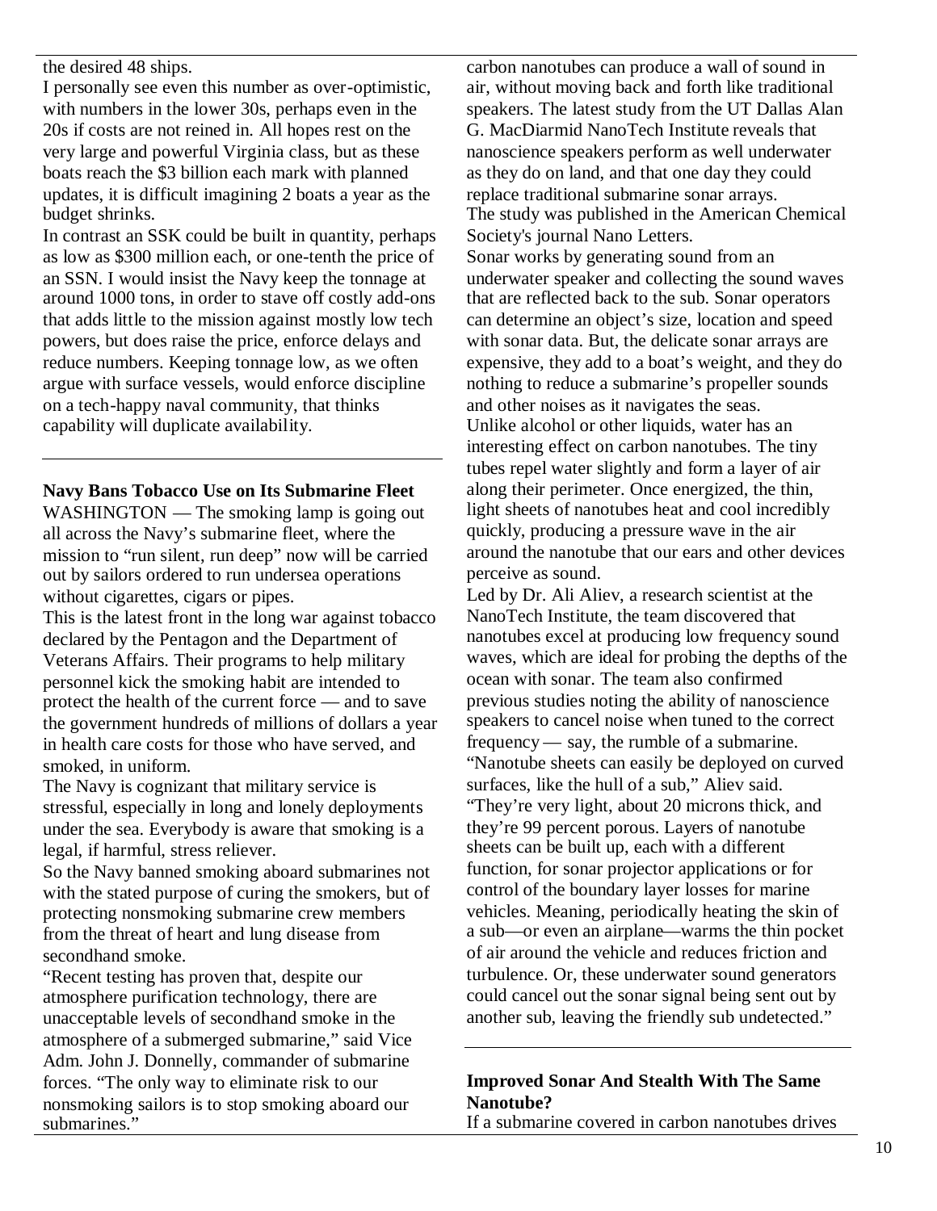the desired 48 ships.

I personally see even this number as over-optimistic, with numbers in the lower 30s, perhaps even in the 20s if costs are not reined in. All hopes rest on the very large and powerful Virginia class, but as these boats reach the $3 billion each mark with planned updates, it is difficult imagining 2 boats a year as the budget shrinks.

In contrast an SSK could be built in quantity, perhaps as low as $300 million each, or one-tenth the price of an SSN. I would insist the Navy keep the tonnage at around 1000 tons, in order to stave off costly add-ons that adds little to the mission against mostly low tech powers, but does raise the price, enforce delays and reduce numbers. Keeping tonnage low, as we often argue with surface vessels, would enforce discipline on a tech-happy naval community, that thinks capability will duplicate availability.

---

**Navy Bans Tobacco Use on Its Submarine Fleet**

WASHINGTON — The smoking lamp is going out all across the Navy's submarine fleet, where the mission to "run silent, run deep" now will be carried out by sailors ordered to run undersea operations without cigarettes, cigars or pipes.

This is the latest front in the long war against tobacco declared by the Pentagon and the Department of Veterans Affairs. Their programs to help military personnel kick the smoking habit are intended to protect the health of the current force — and to save the government hundreds of millions of dollars a year in health care costs for those who have served, and smoked, in uniform.

The Navy is cognizant that military service is stressful, especially in long and lonely deployments under the sea. Everybody is aware that smoking is a legal, if harmful, stress reliever.

So the Navy banned smoking aboard submarines not with the stated purpose of curing the smokers, but of protecting nonsmoking submarine crew members from the threat of heart and lung disease from secondhand smoke.

"Recent testing has proven that, despite our atmosphere purification technology, there are unacceptable levels of secondhand smoke in the atmosphere of a submerged submarine," said Vice Adm. John J. Donnelly, commander of submarine forces. "The only way to eliminate risk to our nonsmoking sailors is to stop smoking aboard our submarines."

---

carbon nanotubes can produce a wall of sound in air, without moving back and forth like traditional speakers. The latest study from the UT Dallas Alan G. MacDiarmid NanoTech Institute reveals that nanoscience speakers perform as well underwater as they do on land, and that one day they could replace traditional submarine sonar arrays.

The study was published in the American Chemical Society's journal Nano Letters.

Sonar works by generating sound from an underwater speaker and collecting the sound waves that are reflected back to the sub. Sonar operators can determine an object's size, location and speed with sonar data. But, the delicate sonar arrays are expensive, they add to a boat's weight, and they do nothing to reduce a submarine's propeller sounds and other noises as it navigates the seas.

Unlike alcohol or other liquids, water has an interesting effect on carbon nanotubes. The tiny tubes repel water slightly and form a layer of air along their perimeter. Once energized, the thin, light sheets of nanotubes heat and cool incredibly quickly, producing a pressure wave in the air around the nanotube that our ears and other devices perceive as sound.

Led by Dr. Ali Aliev, a research scientist at the NanoTech Institute, the team discovered that nanotubes excel at producing low frequency sound waves, which are ideal for probing the depths of the ocean with sonar. The team also confirmed previous studies noting the ability of nanoscience speakers to cancel noise when tuned to the correct frequency — say, the rumble of a submarine.

"Nanotube sheets can easily be deployed on curved surfaces, like the hull of a sub," Aliev said. "They're very light, about 20 microns thick, and they're 99 percent porous. Layers of nanotube sheets can be built up, each with a different function, for sonar projector applications or for control of the boundary layer losses for marine vehicles. Meaning, periodically heating the skin of a sub—or even an airplane—warms the thin pocket of air around the vehicle and reduces friction and turbulence. Or, these underwater sound generators could cancel out the sonar signal being sent out by another sub, leaving the friendly sub undetected."

---

**Improved Sonar And Stealth With The Same Nanotube?**

If a submarine covered in carbon nanotubes drives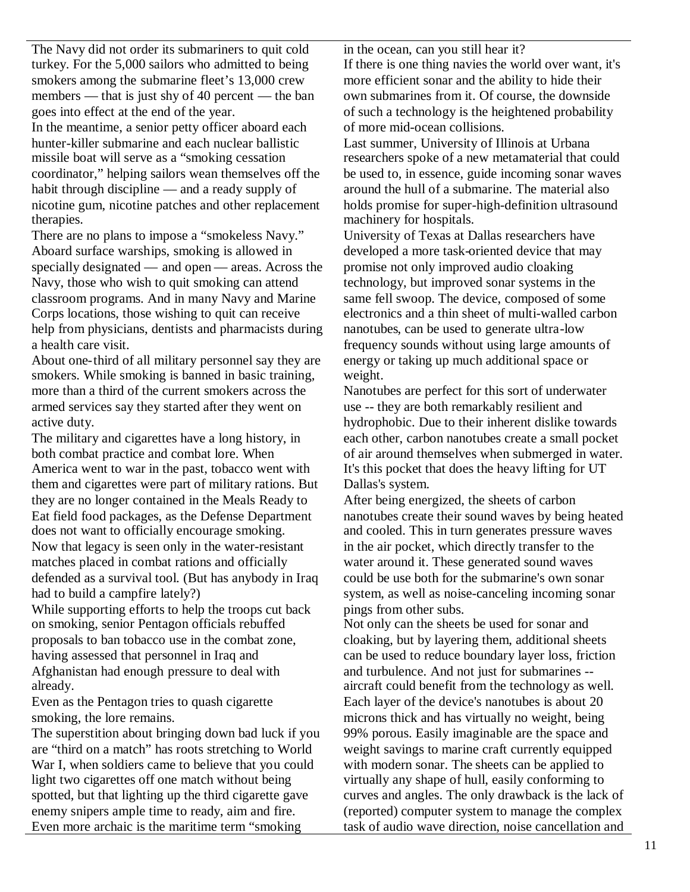The Navy did not order its submariners to quit cold turkey. For the 5,000 sailors who admitted to being smokers among the submarine fleet's 13,000 crew members — that is just shy of 40 percent — the ban goes into effect at the end of the year.

In the meantime, a senior petty officer aboard each hunter-killer submarine and each nuclear ballistic missile boat will serve as a "smoking cessation coordinator," helping sailors wean themselves off the habit through discipline — and a ready supply of nicotine gum, nicotine patches and other replacement therapies.

There are no plans to impose a "smokeless Navy." Aboard surface warships, smoking is allowed in specially designated — and open — areas. Across the Navy, those who wish to quit smoking can attend classroom programs. And in many Navy and Marine Corps locations, those wishing to quit can receive help from physicians, dentists and pharmacists during a health care visit.

About one-third of all military personnel say they are smokers. While smoking is banned in basic training, more than a third of the current smokers across the armed services say they started after they went on active duty.

The military and cigarettes have a long history, in both combat practice and combat lore. When America went to war in the past, tobacco went with them and cigarettes were part of military rations. But they are no longer contained in the Meals Ready to Eat field food packages, as the Defense Department does not want to officially encourage smoking.

Now that legacy is seen only in the water-resistant matches placed in combat rations and officially defended as a survival tool. (But has anybody in Iraq had to build a campfire lately?)

While supporting efforts to help the troops cut back on smoking, senior Pentagon officials rebuffed proposals to ban tobacco use in the combat zone, having assessed that personnel in Iraq and Afghanistan had enough pressure to deal with already.

Even as the Pentagon tries to quash cigarette smoking, the lore remains.

The superstition about bringing down bad luck if you are "third on a match" has roots stretching to World War I, when soldiers came to believe that you could light two cigarettes off one match without being spotted, but that lighting up the third cigarette gave enemy snipers ample time to ready, aim and fire.

Even more archaic is the maritime term "smoking

in the ocean, can you still hear it?

If there is one thing navies the world over want, it's more efficient sonar and the ability to hide their own submarines from it. Of course, the downside of such a technology is the heightened probability of more mid-ocean collisions.

Last summer, University of Illinois at Urbana researchers spoke of a new metamaterial that could be used to, in essence, guide incoming sonar waves around the hull of a submarine. The material also holds promise for super-high-definition ultrasound machinery for hospitals.

University of Texas at Dallas researchers have developed a more task-oriented device that may promise not only improved audio cloaking technology, but improved sonar systems in the same fell swoop. The device, composed of some electronics and a thin sheet of multi-walled carbon nanotubes, can be used to generate ultra-low frequency sounds without using large amounts of energy or taking up much additional space or weight.

Nanotubes are perfect for this sort of underwater use -- they are both remarkably resilient and hydrophobic. Due to their inherent dislike towards each other, carbon nanotubes create a small pocket of air around themselves when submerged in water. It's this pocket that does the heavy lifting for UT Dallas's system.

After being energized, the sheets of carbon nanotubes create their sound waves by being heated and cooled. This in turn generates pressure waves in the air pocket, which directly transfer to the water around it. These generated sound waves could be use both for the submarine's own sonar system, as well as noise-canceling incoming sonar pings from other subs.

Not only can the sheets be used for sonar and cloaking, but by layering them, additional sheets can be used to reduce boundary layer loss, friction and turbulence. And not just for submarines -- aircraft could benefit from the technology as well. Each layer of the device's nanotubes is about 20 microns thick and has virtually no weight, being 99% porous. Easily imaginable are the space and weight savings to marine craft currently equipped with modern sonar. The sheets can be applied to virtually any shape of hull, easily conforming to curves and angles. The only drawback is the lack of (reported) computer system to manage the complex task of audio wave direction, noise cancellation and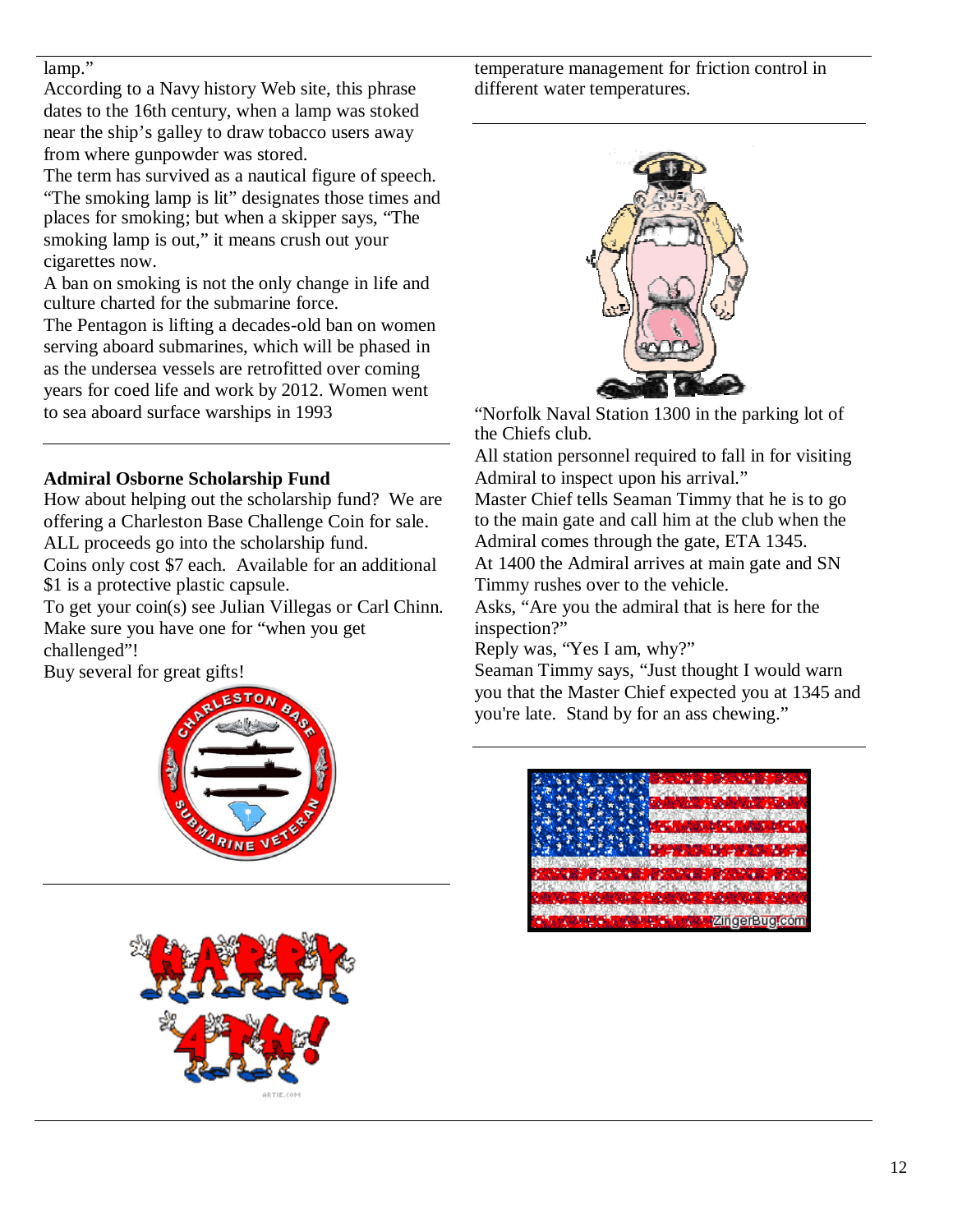lamp."

According to a Navy history Web site, this phrase dates to the 16th century, when a lamp was stoked near the ship's galley to draw tobacco users away from where gunpowder was stored.

The term has survived as a nautical figure of speech. "The smoking lamp is lit" designates those times and places for smoking; but when a skipper says, "The smoking lamp is out," it means crush out your cigarettes now.

A ban on smoking is not the only change in life and culture charted for the submarine force.

The Pentagon is lifting a decades-old ban on women serving aboard submarines, which will be phased in as the undersea vessels are retrofitted over coming years for coed life and work by 2012. Women went to sea aboard surface warships in 1993

---

**Admiral Osborne Scholarship Fund**

How about helping out the scholarship fund? We are offering a Charleston Base Challenge Coin for sale. ALL proceeds go into the scholarship fund.

Coins only cost $7 each. Available for an additional $1 is a protective plastic capsule.

To get your coin(s) see Julian Villegas or Carl Chinn. Make sure you have one for "when you get challenged"!

Buy several for great gifts!

---

temperature management for friction control in different water temperatures.

---

"Norfolk Naval Station 1300 in the parking lot of the Chiefs club.

All station personnel required to fall in for visiting Admiral to inspect upon his arrival."

Master Chief tells Seaman Timmy that he is to go to the main gate and call him at the club when the Admiral comes through the gate, ETA 1345.

At 1400 the Admiral arrives at main gate and SN Timmy rushes over to the vehicle.

Asks, "Are you the admiral that is here for the inspection?"

Reply was, "Yes I am, why?"

Seaman Timmy says, "Just thought I would warn you that the Master Chief expected you at 1345 and you're late. Stand by for an ass chewing."